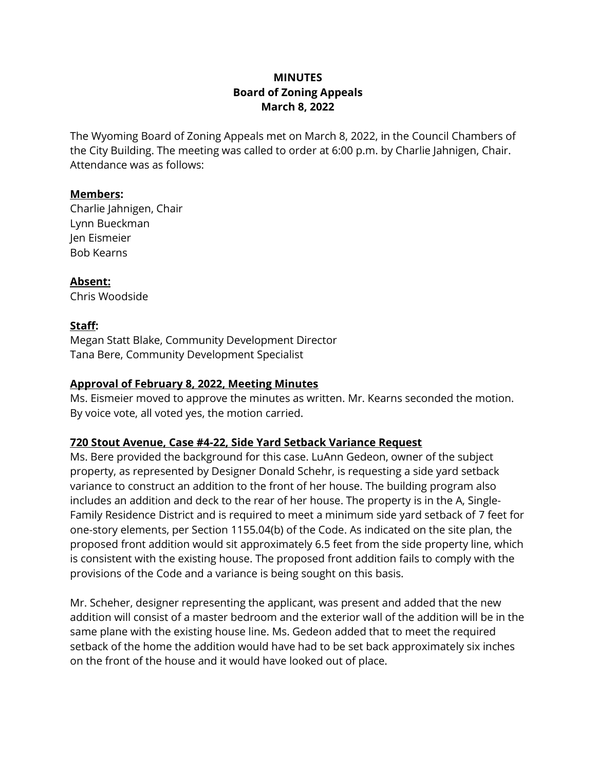# MINUTES
## Board of Zoning Appeals
## March 8, 2022

The Wyoming Board of Zoning Appeals met on March 8, 2022, in the Council Chambers of the City Building. The meeting was called to order at 6:00 p.m. by Charlie Jahnigen, Chair. Attendance was as follows:

**Members:**
Charlie Jahnigen, Chair
Lynn Bueckman
Jen Eismeier
Bob Kearns

**Absent:**
Chris Woodside

**Staff:**
Megan Statt Blake, Community Development Director
Tana Bere, Community Development Specialist

**Approval of February 8, 2022, Meeting Minutes**

Ms. Eismeier moved to approve the minutes as written. Mr. Kearns seconded the motion. By voice vote, all voted yes, the motion carried.

**720 Stout Avenue, Case #4-22, Side Yard Setback Variance Request**

Ms. Bere provided the background for this case. LuAnn Gedeon, owner of the subject property, as represented by Designer Donald Schehr, is requesting a side yard setback variance to construct an addition to the front of her house. The building program also includes an addition and deck to the rear of her house. The property is in the A, Single-Family Residence District and is required to meet a minimum side yard setback of 7 feet for one-story elements, per Section 1155.04(b) of the Code. As indicated on the site plan, the proposed front addition would sit approximately 6.5 feet from the side property line, which is consistent with the existing house. The proposed front addition fails to comply with the provisions of the Code and a variance is being sought on this basis.

Mr. Scheher, designer representing the applicant, was present and added that the new addition will consist of a master bedroom and the exterior wall of the addition will be in the same plane with the existing house line. Ms. Gedeon added that to meet the required setback of the home the addition would have had to be set back approximately six inches on the front of the house and it would have looked out of place.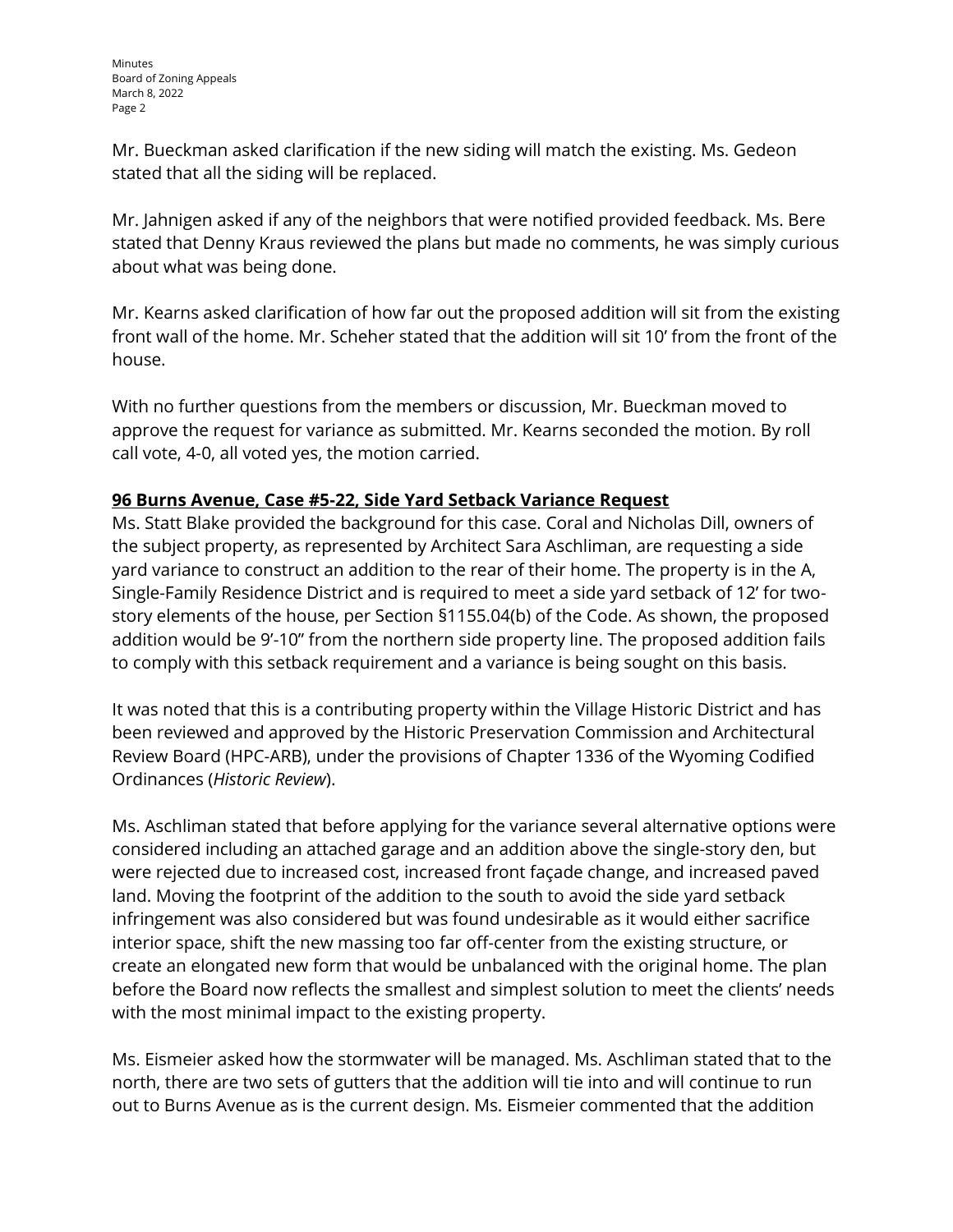Mr. Bueckman asked clarification if the new siding will match the existing. Ms. Gedeon stated that all the siding will be replaced.

Mr. Jahnigen asked if any of the neighbors that were notified provided feedback. Ms. Bere stated that Denny Kraus reviewed the plans but made no comments, he was simply curious about what was being done.

Mr. Kearns asked clarification of how far out the proposed addition will sit from the existing front wall of the home. Mr. Scheher stated that the addition will sit 10' from the front of the house.

With no further questions from the members or discussion, Mr. Bueckman moved to approve the request for variance as submitted. Mr. Kearns seconded the motion. By roll call vote, 4-0, all voted yes, the motion carried.

**96 Burns Avenue, Case #5-22, Side Yard Setback Variance Request**

Ms. Statt Blake provided the background for this case. Coral and Nicholas Dill, owners of the subject property, as represented by Architect Sara Aschliman, are requesting a side yard variance to construct an addition to the rear of their home. The property is in the A, Single-Family Residence District and is required to meet a side yard setback of 12' for two-story elements of the house, per Section §1155.04(b) of the Code. As shown, the proposed addition would be 9'-10" from the northern side property line. The proposed addition fails to comply with this setback requirement and a variance is being sought on this basis.

It was noted that this is a contributing property within the Village Historic District and has been reviewed and approved by the Historic Preservation Commission and Architectural Review Board (HPC-ARB), under the provisions of Chapter 1336 of the Wyoming Codified Ordinances (*Historic Review*).

Ms. Aschliman stated that before applying for the variance several alternative options were considered including an attached garage and an addition above the single-story den, but were rejected due to increased cost, increased front façade change, and increased paved land. Moving the footprint of the addition to the south to avoid the side yard setback infringement was also considered but was found undesirable as it would either sacrifice interior space, shift the new massing too far off-center from the existing structure, or create an elongated new form that would be unbalanced with the original home. The plan before the Board now reflects the smallest and simplest solution to meet the clients' needs with the most minimal impact to the existing property.

Ms. Eismeier asked how the stormwater will be managed. Ms. Aschliman stated that to the north, there are two sets of gutters that the addition will tie into and will continue to run out to Burns Avenue as is the current design. Ms. Eismeier commented that the addition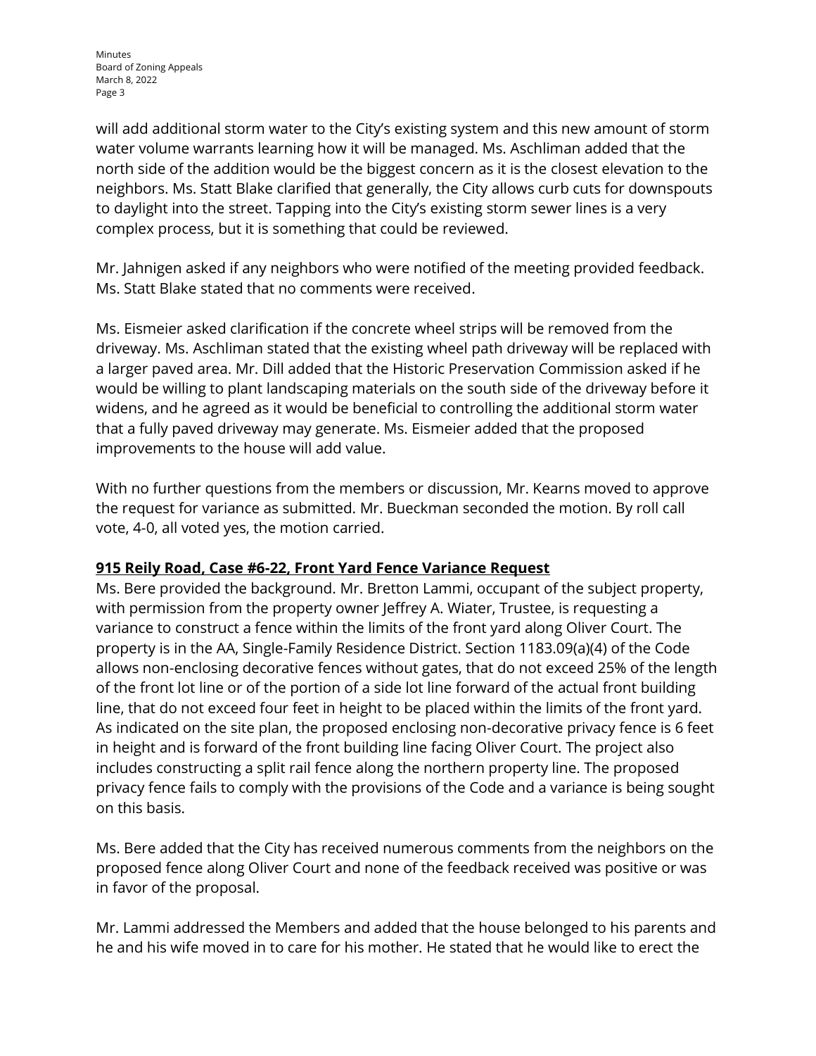will add additional storm water to the City's existing system and this new amount of storm water volume warrants learning how it will be managed. Ms. Aschliman added that the north side of the addition would be the biggest concern as it is the closest elevation to the neighbors. Ms. Statt Blake clarified that generally, the City allows curb cuts for downspouts to daylight into the street. Tapping into the City's existing storm sewer lines is a very complex process, but it is something that could be reviewed.

Mr. Jahnigen asked if any neighbors who were notified of the meeting provided feedback. Ms. Statt Blake stated that no comments were received.

Ms. Eismeier asked clarification if the concrete wheel strips will be removed from the driveway. Ms. Aschliman stated that the existing wheel path driveway will be replaced with a larger paved area. Mr. Dill added that the Historic Preservation Commission asked if he would be willing to plant landscaping materials on the south side of the driveway before it widens, and he agreed as it would be beneficial to controlling the additional storm water that a fully paved driveway may generate. Ms. Eismeier added that the proposed improvements to the house will add value.

With no further questions from the members or discussion, Mr. Kearns moved to approve the request for variance as submitted. Mr. Bueckman seconded the motion. By roll call vote, 4-0, all voted yes, the motion carried.

**915 Reily Road, Case #6-22, Front Yard Fence Variance Request**

Ms. Bere provided the background. Mr. Bretton Lammi, occupant of the subject property, with permission from the property owner Jeffrey A. Wiater, Trustee, is requesting a variance to construct a fence within the limits of the front yard along Oliver Court. The property is in the AA, Single-Family Residence District. Section 1183.09(a)(4) of the Code allows non-enclosing decorative fences without gates, that do not exceed 25% of the length of the front lot line or of the portion of a side lot line forward of the actual front building line, that do not exceed four feet in height to be placed within the limits of the front yard. As indicated on the site plan, the proposed enclosing non-decorative privacy fence is 6 feet in height and is forward of the front building line facing Oliver Court. The project also includes constructing a split rail fence along the northern property line. The proposed privacy fence fails to comply with the provisions of the Code and a variance is being sought on this basis.

Ms. Bere added that the City has received numerous comments from the neighbors on the proposed fence along Oliver Court and none of the feedback received was positive or was in favor of the proposal.

Mr. Lammi addressed the Members and added that the house belonged to his parents and he and his wife moved in to care for his mother. He stated that he would like to erect the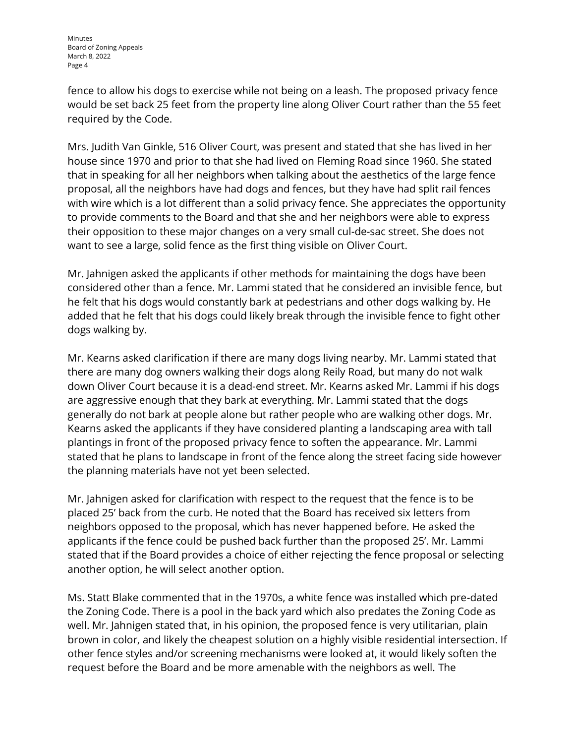fence to allow his dogs to exercise while not being on a leash. The proposed privacy fence would be set back 25 feet from the property line along Oliver Court rather than the 55 feet required by the Code.

Mrs. Judith Van Ginkle, 516 Oliver Court, was present and stated that she has lived in her house since 1970 and prior to that she had lived on Fleming Road since 1960. She stated that in speaking for all her neighbors when talking about the aesthetics of the large fence proposal, all the neighbors have had dogs and fences, but they have had split rail fences with wire which is a lot different than a solid privacy fence. She appreciates the opportunity to provide comments to the Board and that she and her neighbors were able to express their opposition to these major changes on a very small cul-de-sac street. She does not want to see a large, solid fence as the first thing visible on Oliver Court.

Mr. Jahnigen asked the applicants if other methods for maintaining the dogs have been considered other than a fence. Mr. Lammi stated that he considered an invisible fence, but he felt that his dogs would constantly bark at pedestrians and other dogs walking by. He added that he felt that his dogs could likely break through the invisible fence to fight other dogs walking by.

Mr. Kearns asked clarification if there are many dogs living nearby. Mr. Lammi stated that there are many dog owners walking their dogs along Reily Road, but many do not walk down Oliver Court because it is a dead-end street. Mr. Kearns asked Mr. Lammi if his dogs are aggressive enough that they bark at everything. Mr. Lammi stated that the dogs generally do not bark at people alone but rather people who are walking other dogs. Mr. Kearns asked the applicants if they have considered planting a landscaping area with tall plantings in front of the proposed privacy fence to soften the appearance. Mr. Lammi stated that he plans to landscape in front of the fence along the street facing side however the planning materials have not yet been selected.

Mr. Jahnigen asked for clarification with respect to the request that the fence is to be placed 25' back from the curb. He noted that the Board has received six letters from neighbors opposed to the proposal, which has never happened before. He asked the applicants if the fence could be pushed back further than the proposed 25'. Mr. Lammi stated that if the Board provides a choice of either rejecting the fence proposal or selecting another option, he will select another option.

Ms. Statt Blake commented that in the 1970s, a white fence was installed which pre-dated the Zoning Code. There is a pool in the back yard which also predates the Zoning Code as well. Mr. Jahnigen stated that, in his opinion, the proposed fence is very utilitarian, plain brown in color, and likely the cheapest solution on a highly visible residential intersection. If other fence styles and/or screening mechanisms were looked at, it would likely soften the request before the Board and be more amenable with the neighbors as well. The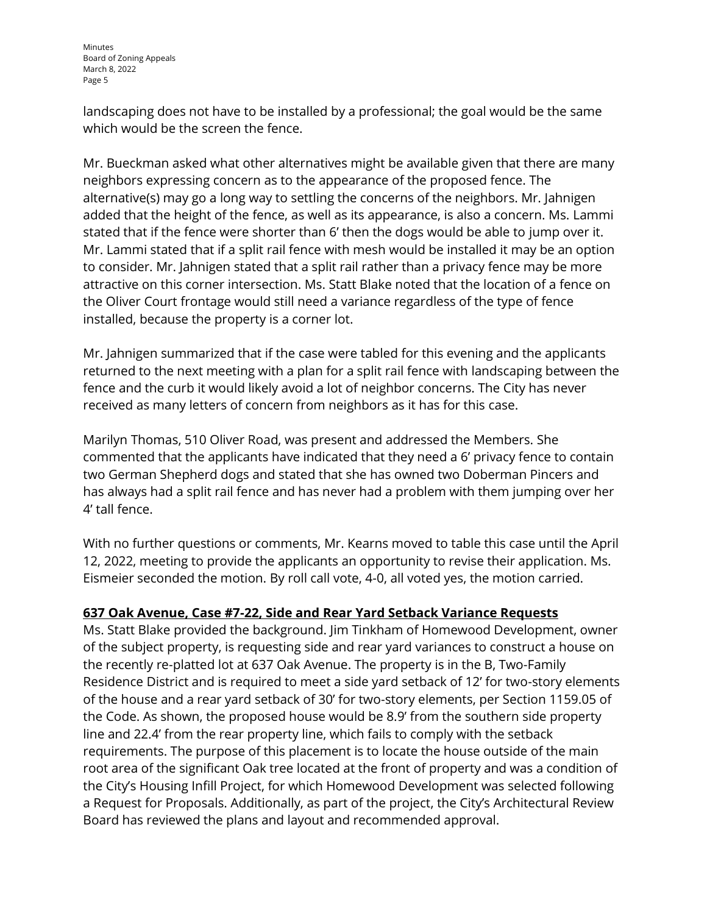landscaping does not have to be installed by a professional; the goal would be the same which would be the screen the fence.

Mr. Bueckman asked what other alternatives might be available given that there are many neighbors expressing concern as to the appearance of the proposed fence. The alternative(s) may go a long way to settling the concerns of the neighbors. Mr. Jahnigen added that the height of the fence, as well as its appearance, is also a concern. Ms. Lammi stated that if the fence were shorter than 6' then the dogs would be able to jump over it. Mr. Lammi stated that if a split rail fence with mesh would be installed it may be an option to consider. Mr. Jahnigen stated that a split rail rather than a privacy fence may be more attractive on this corner intersection. Ms. Statt Blake noted that the location of a fence on the Oliver Court frontage would still need a variance regardless of the type of fence installed, because the property is a corner lot.

Mr. Jahnigen summarized that if the case were tabled for this evening and the applicants returned to the next meeting with a plan for a split rail fence with landscaping between the fence and the curb it would likely avoid a lot of neighbor concerns. The City has never received as many letters of concern from neighbors as it has for this case.

Marilyn Thomas, 510 Oliver Road, was present and addressed the Members. She commented that the applicants have indicated that they need a 6' privacy fence to contain two German Shepherd dogs and stated that she has owned two Doberman Pincers and has always had a split rail fence and has never had a problem with them jumping over her 4' tall fence.

With no further questions or comments, Mr. Kearns moved to table this case until the April 12, 2022, meeting to provide the applicants an opportunity to revise their application. Ms. Eismeier seconded the motion. By roll call vote, 4-0, all voted yes, the motion carried.

**637 Oak Avenue, Case #7-22, Side and Rear Yard Setback Variance Requests**

Ms. Statt Blake provided the background. Jim Tinkham of Homewood Development, owner of the subject property, is requesting side and rear yard variances to construct a house on the recently re-platted lot at 637 Oak Avenue. The property is in the B, Two-Family Residence District and is required to meet a side yard setback of 12' for two-story elements of the house and a rear yard setback of 30' for two-story elements, per Section 1159.05 of the Code. As shown, the proposed house would be 8.9' from the southern side property line and 22.4' from the rear property line, which fails to comply with the setback requirements. The purpose of this placement is to locate the house outside of the main root area of the significant Oak tree located at the front of property and was a condition of the City's Housing Infill Project, for which Homewood Development was selected following a Request for Proposals. Additionally, as part of the project, the City's Architectural Review Board has reviewed the plans and layout and recommended approval.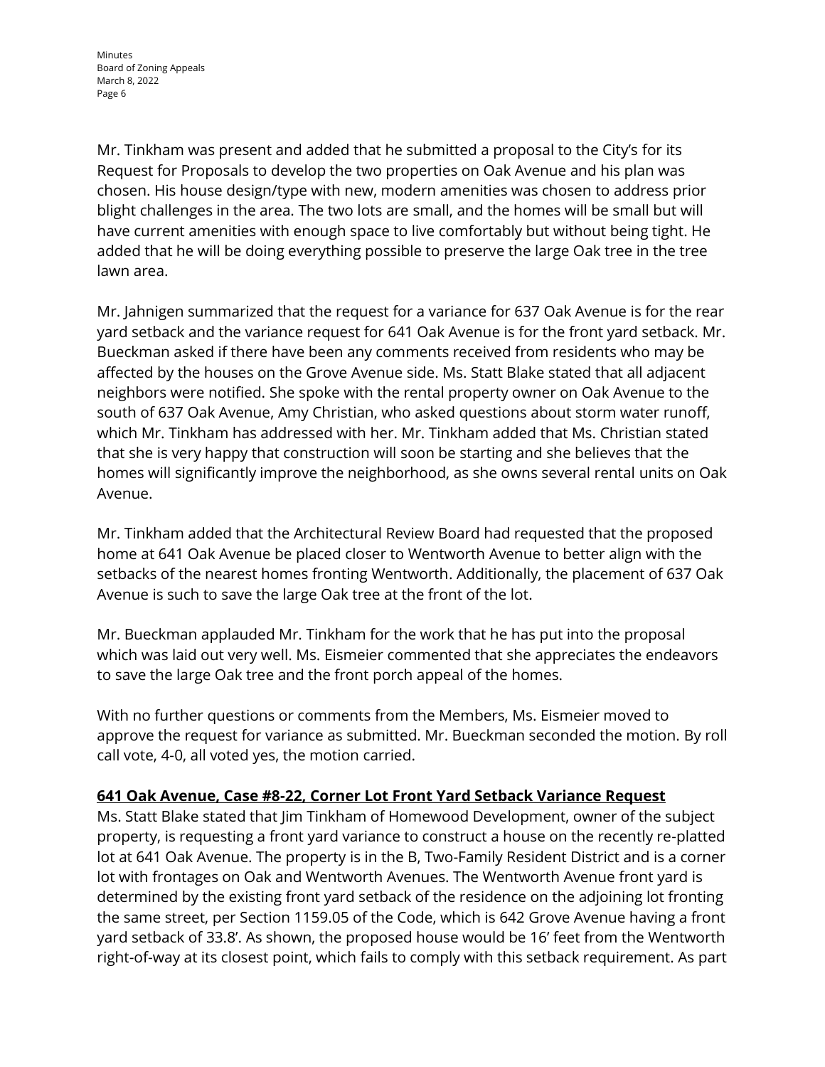Mr. Tinkham was present and added that he submitted a proposal to the City's for its Request for Proposals to develop the two properties on Oak Avenue and his plan was chosen. His house design/type with new, modern amenities was chosen to address prior blight challenges in the area. The two lots are small, and the homes will be small but will have current amenities with enough space to live comfortably but without being tight. He added that he will be doing everything possible to preserve the large Oak tree in the tree lawn area.

Mr. Jahnigen summarized that the request for a variance for 637 Oak Avenue is for the rear yard setback and the variance request for 641 Oak Avenue is for the front yard setback. Mr. Bueckman asked if there have been any comments received from residents who may be affected by the houses on the Grove Avenue side. Ms. Statt Blake stated that all adjacent neighbors were notified. She spoke with the rental property owner on Oak Avenue to the south of 637 Oak Avenue, Amy Christian, who asked questions about storm water runoff, which Mr. Tinkham has addressed with her. Mr. Tinkham added that Ms. Christian stated that she is very happy that construction will soon be starting and she believes that the homes will significantly improve the neighborhood, as she owns several rental units on Oak Avenue.

Mr. Tinkham added that the Architectural Review Board had requested that the proposed home at 641 Oak Avenue be placed closer to Wentworth Avenue to better align with the setbacks of the nearest homes fronting Wentworth. Additionally, the placement of 637 Oak Avenue is such to save the large Oak tree at the front of the lot.

Mr. Bueckman applauded Mr. Tinkham for the work that he has put into the proposal which was laid out very well. Ms. Eismeier commented that she appreciates the endeavors to save the large Oak tree and the front porch appeal of the homes.

With no further questions or comments from the Members, Ms. Eismeier moved to approve the request for variance as submitted. Mr. Bueckman seconded the motion. By roll call vote, 4-0, all voted yes, the motion carried.

**641 Oak Avenue, Case #8-22, Corner Lot Front Yard Setback Variance Request**

Ms. Statt Blake stated that Jim Tinkham of Homewood Development, owner of the subject property, is requesting a front yard variance to construct a house on the recently re-platted lot at 641 Oak Avenue. The property is in the B, Two-Family Resident District and is a corner lot with frontages on Oak and Wentworth Avenues. The Wentworth Avenue front yard is determined by the existing front yard setback of the residence on the adjoining lot fronting the same street, per Section 1159.05 of the Code, which is 642 Grove Avenue having a front yard setback of 33.8'. As shown, the proposed house would be 16' feet from the Wentworth right-of-way at its closest point, which fails to comply with this setback requirement. As part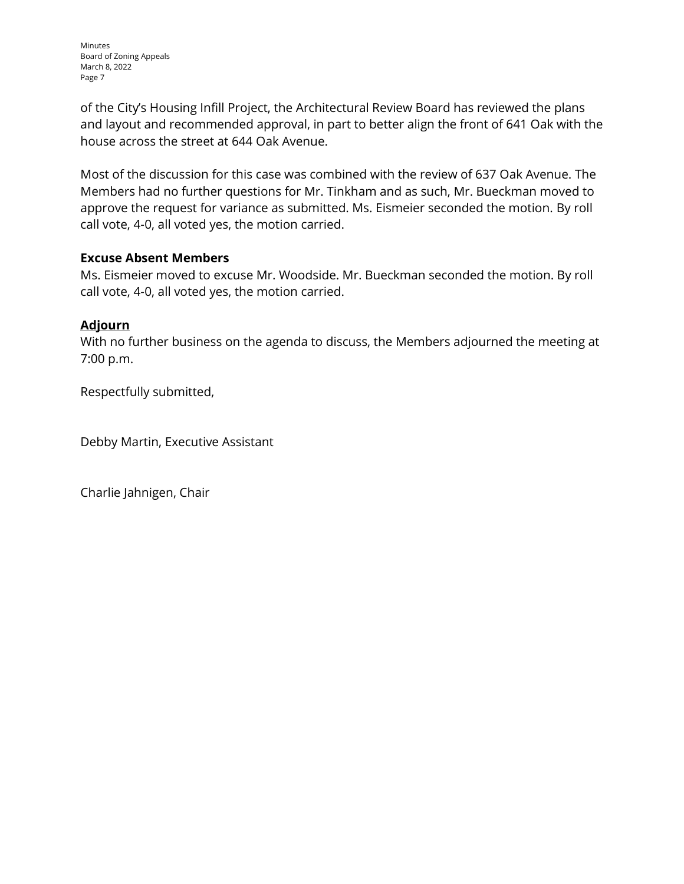of the City's Housing Infill Project, the Architectural Review Board has reviewed the plans and layout and recommended approval, in part to better align the front of 641 Oak with the house across the street at 644 Oak Avenue.

Most of the discussion for this case was combined with the review of 637 Oak Avenue. The Members had no further questions for Mr. Tinkham and as such, Mr. Bueckman moved to approve the request for variance as submitted. Ms. Eismeier seconded the motion. By roll call vote, 4-0, all voted yes, the motion carried.

**Excuse Absent Members**

Ms. Eismeier moved to excuse Mr. Woodside. Mr. Bueckman seconded the motion. By roll call vote, 4-0, all voted yes, the motion carried.

**Adjourn**

With no further business on the agenda to discuss, the Members adjourned the meeting at 7:00 p.m.

Respectfully submitted,

Debby Martin, Executive Assistant

Charlie Jahnigen, Chair